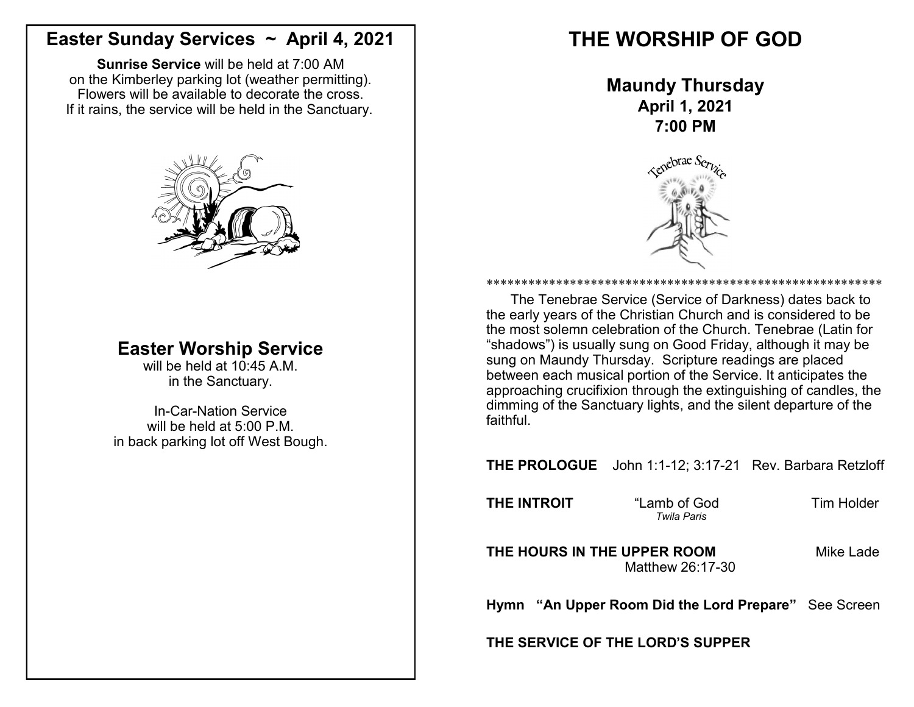# Easter Sunday Services ~ April 4, 2021

**Sunrise Service** will be held at 7:00 AM
on the Kimberley parking lot (weather permitting).
Flowers will be available to decorate the cross.
If it rains, the service will be held in the Sanctuary.

## Easter Worship Service

will be held at 10:45 A.M.
in the Sanctuary.

In-Car-Nation Service
will be held at 5:00 P.M.
in back parking lot off West Bough.

# THE WORSHIP OF GOD

## Maundy Thursday

**April 1, 2021**
**7:00 PM**

Tenebrae Service

\*\*\*\*\*\*\*\*\*\*\*\*\*\*\*\*\*\*\*\*\*\*\*\*\*\*\*\*\*\*\*\*\*\*\*\*\*\*\*\*\*\*\*\*\*\*\*\*\*\*\*\*\*\*\*\*\*\*\*\*

The Tenebrae Service (Service of Darkness) dates back to the early years of the Christian Church and is considered to be the most solemn celebration of the Church. Tenebrae (Latin for "shadows") is usually sung on Good Friday, although it may be sung on Maundy Thursday. Scripture readings are placed between each musical portion of the Service. It anticipates the approaching crucifixion through the extinguishing of candles, the dimming of the Sanctuary lights, and the silent departure of the faithful.

**THE PROLOGUE** John 1:1-12; 3:17-21 Rev. Barbara Retzloff

**THE INTROIT** "Lamb of God Tim Holder
*Twila Paris*

**THE HOURS IN THE UPPER ROOM** Mike Lade
Matthew 26:17-30

**Hymn "An Upper Room Did the Lord Prepare"** See Screen

**THE SERVICE OF THE LORD'S SUPPER**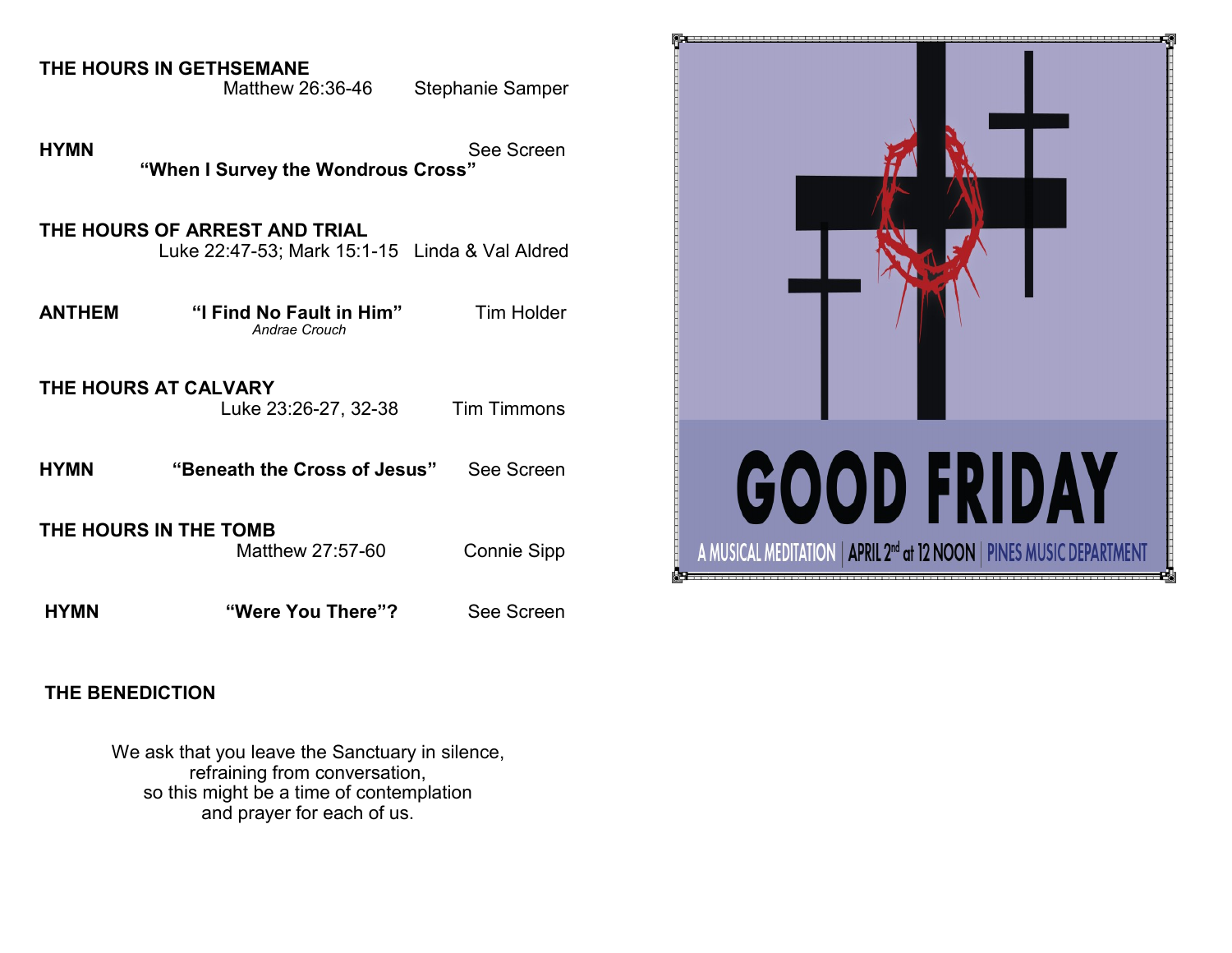**THE HOURS IN GETHSEMANE**
Matthew 26:36-46 — Stephanie Samper

**HYMN** — See Screen
**"When I Survey the Wondrous Cross"**

**THE HOURS OF ARREST AND TRIAL**
Luke 22:47-53; Mark 15:1-15 — Linda & Val Aldred

**ANTHEM** — **"I Find No Fault in Him"** — Tim Holder
*Andrae Crouch*

**THE HOURS AT CALVARY**
Luke 23:26-27, 32-38 — Tim Timmons

**HYMN** — **"Beneath the Cross of Jesus"** — See Screen

**THE HOURS IN THE TOMB**
Matthew 27:57-60 — Connie Sipp

**HYMN** — **"Were You There"?** — See Screen

**THE BENEDICTION**

We ask that you leave the Sanctuary in silence,
refraining from conversation,
so this might be a time of contemplation
and prayer for each of us.

GOOD FRIDAY

A MUSICAL MEDITATION | APRIL 2nd at 12 NOON | PINES MUSIC DEPARTMENT